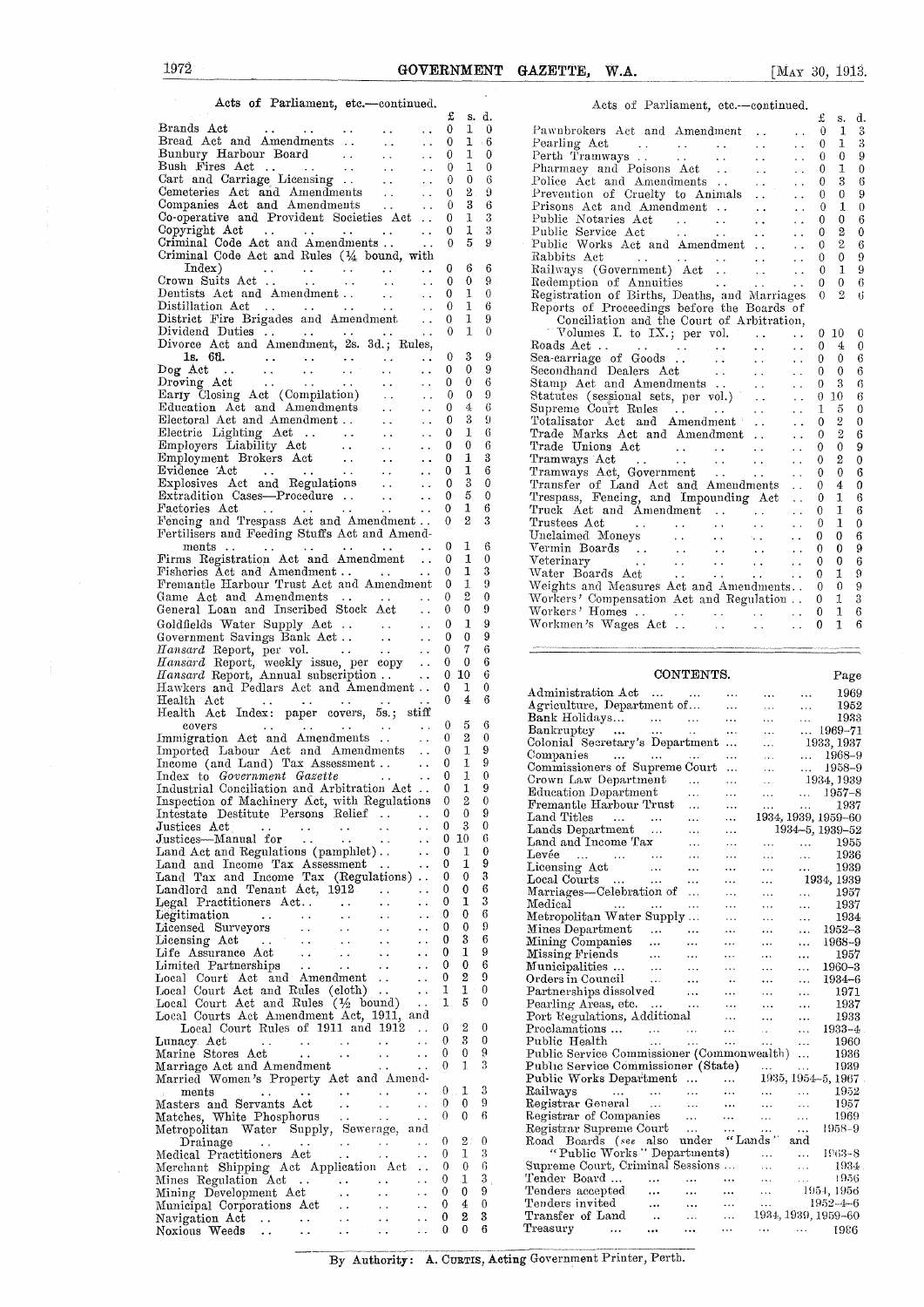### Acts of Parliament, etc.—continued.

| | £ | s. | d. |
|---|---|---|---|
| Brands Act | 0 | 1 | 0 |
| Bread Act and Amendments | 0 | 1 | 6 |
| Bunbury Harbour Board | 0 | 1 | 0 |
| Bush Fires Act | 0 | 1 | 0 |
| Cart and Carriage Licensing | 0 | 0 | 6 |
| Cemeteries Act and Amendments | 0 | 2 | 9 |
| Companies Act and Amendments | 0 | 3 | 6 |
| Co-operative and Provident Societies Act | 0 | 1 | 3 |
| Copyright Act | 0 | 1 | 3 |
| Criminal Code Act and Amendments | 0 | 5 | 9 |
| Criminal Code Act and Rules (¾ bound, with Index) | 0 | 6 | 6 |
| Crown Suits Act | 0 | 0 | 9 |
| Dentists Act and Amendment | 0 | 1 | 0 |
| Distillation Act | 0 | 1 | 6 |
| District Fire Brigades and Amendment | 0 | 1 | 9 |
| Dividend Duties | 0 | 1 | 0 |
| Divorce Act and Amendment, 2s. 3d.; Rules, 1s. 6d. | 0 | 3 | 9 |
| Dog Act | 0 | 0 | 9 |
| Droving Act | 0 | 0 | 6 |
| Early Closing Act (Compilation) | 0 | 0 | 9 |
| Education Act and Amendments | 0 | 4 | 6 |
| Electoral Act and Amendment | 0 | 3 | 9 |
| Electric Lighting Act | 0 | 1 | 6 |
| Employers Liability Act | 0 | 0 | 6 |
| Employment Brokers Act | 0 | 1 | 3 |
| Evidence Act | 0 | 1 | 6 |
| Explosives Act and Regulations | 0 | 3 | 0 |
| Extradition Cases—Procedure | 0 | 5 | 0 |
| Factories Act | 0 | 1 | 6 |
| Fencing and Trespass Act and Amendment | 0 | 2 | 3 |
| Fertilisers and Feeding Stuffs Act and Amendments | 0 | 1 | 6 |
| Firms Registration Act and Amendment | 0 | 1 | 0 |
| Fisheries Act and Amendment | 0 | 1 | 3 |
| Fremantle Harbour Trust Act and Amendment | 0 | 1 | 9 |
| Game Act and Amendments | 0 | 2 | 0 |
| General Loan and Inscribed Stock Act | 0 | 0 | 9 |
| Goldfields Water Supply Act | 0 | 1 | 9 |
| Government Savings Bank Act | 0 | 0 | 9 |
| *Hansard* Report, per vol. | 0 | 7 | 6 |
| *Hansard* Report, weekly issue, per copy | 0 | 0 | 6 |
| *Hansard* Report, Annual subscription | 0 | 10 | 6 |
| Hawkers and Pedlars Act and Amendment | 0 | 1 | 0 |
| Health Act | 0 | 4 | 6 |
| Health Act Index: paper covers, 5s.; stiff covers | 0 | 5 | 6 |
| Immigration Act and Amendments | 0 | 2 | 0 |
| Imported Labour Act and Amendments | 0 | 1 | 9 |
| Income (and Land) Tax Assessment | 0 | 1 | 9 |
| Index to *Government Gazette* | 0 | 1 | 0 |
| Industrial Conciliation and Arbitration Act | 0 | 1 | 9 |
| Inspection of Machinery Act, with Regulations | 0 | 2 | 0 |
| Intestate Destitute Persons Relief | 0 | 0 | 9 |
| Justices Act | 0 | 3 | 0 |
| Justices—Manual for | 0 | 10 | 6 |
| Land Act and Regulations (pamphlet) | 0 | 1 | 0 |
| Land and Income Tax Assessment | 0 | 1 | 9 |
| Land Tax and Income Tax (Regulations) | 0 | 0 | 3 |
| Landlord and Tenant Act, 1912 | 0 | 0 | 6 |
| Legal Practitioners Act | 0 | 1 | 3 |
| Legitimation | 0 | 0 | 6 |
| Licensed Surveyors | 0 | 0 | 9 |
| Licensing Act | 0 | 3 | 6 |
| Life Assurance Act | 0 | 1 | 9 |
| Limited Partnerships | 0 | 0 | 6 |
| Local Court Act and Amendment | 0 | 2 | 9 |
| Local Court Act and Rules (cloth) | 1 | 1 | 0 |
| Local Court Act and Rules (½ bound) | 1 | 5 | 0 |
| Local Courts Act Amendment Act, 1911, and Local Court Rules of 1911 and 1912 | 0 | 2 | 0 |
| Lunacy Act | 0 | 3 | 0 |
| Marine Stores Act | 0 | 0 | 9 |
| Marriage Act and Amendment | 0 | 1 | 3 |
| Married Women's Property Act and Amendments | 0 | 1 | 3 |
| Masters and Servants Act | 0 | 0 | 9 |
| Matches, White Phosphorus | 0 | 0 | 6 |
| Metropolitan Water Supply, Sewerage, and Drainage | 0 | 2 | 0 |
| Medical Practitioners Act | 0 | 1 | 3 |
| Merchant Shipping Act Application Act | 0 | 0 | 6 |
| Mines Regulation Act | 0 | 1 | 3 |
| Mining Development Act | 0 | 0 | 9 |
| Municipal Corporations Act | 0 | 4 | 0 |
| Navigation Act | 0 | 2 | 3 |
| Noxious Weeds | 0 | 0 | 6 |
| Pawnbrokers Act and Amendment | 0 | 1 | 3 |
| Pearling Act | 0 | 1 | 3 |
| Perth Tramways | 0 | 0 | 9 |
| Pharmacy and Poisons Act | 0 | 1 | 0 |
| Police Act and Amendments | 0 | 3 | 6 |
| Prevention of Cruelty to Animals | 0 | 0 | 9 |
| Prisons Act and Amendment | 0 | 1 | 0 |
| Public Notaries Act | 0 | 0 | 6 |
| Public Service Act | 0 | 2 | 0 |
| Public Works Act and Amendment | 0 | 2 | 6 |
| Rabbits Act | 0 | 0 | 9 |
| Railways (Government) Act | 0 | 1 | 9 |
| Redemption of Annuities | 0 | 0 | 6 |
| Registration of Births, Deaths, and Marriages | 0 | 2 | 6 |
| Reports of Proceedings before the Boards of Conciliation and the Court of Arbitration, Volumes I. to IX.; per vol. | 0 | 10 | 0 |
| Roads Act | 0 | 4 | 0 |
| Sea-carriage of Goods | 0 | 0 | 6 |
| Secondhand Dealers Act | 0 | 0 | 6 |
| Stamp Act and Amendments | 0 | 3 | 6 |
| Statutes (sessional sets, per vol.) | 0 | 10 | 6 |
| Supreme Court Rules | 1 | 5 | 0 |
| Totalisator Act and Amendment | 0 | 2 | 0 |
| Trade Marks Act and Amendment | 0 | 2 | 6 |
| Trade Unions Act | 0 | 0 | 9 |
| Tramways Act | 0 | 2 | 0 |
| Tramways Act, Government | 0 | 0 | 6 |
| Transfer of Land Act and Amendments | 0 | 4 | 0 |
| Trespass, Fencing, and Impounding Act | 0 | 1 | 6 |
| Truck Act and Amendment | 0 | 1 | 6 |
| Trustees Act | 0 | 1 | 0 |
| Unclaimed Moneys | 0 | 0 | 6 |
| Vermin Boards | 0 | 0 | 9 |
| Veterinary | 0 | 0 | 6 |
| Water Boards Act | 0 | 1 | 9 |
| Weights and Measures Act and Amendments | 0 | 0 | 9 |
| Workers' Compensation Act and Regulation | 0 | 1 | 3 |
| Workers' Homes | 0 | 1 | 6 |
| Workmen's Wages Act | 0 | 1 | 6 |

## CONTENTS.

| | Page |
|---|---|
| Administration Act | 1969 |
| Agriculture, Department of | 1952 |
| Bank Holidays | 1933 |
| Bankruptcy | 1969–71 |
| Colonial Secretary's Department | 1933, 1937 |
| Companies | 1968–9 |
| Commissioners of Supreme Court | 1958–9 |
| Crown Law Department | 1934, 1939 |
| Education Department | 1957–8 |
| Fremantle Harbour Trust | 1937 |
| Land Titles | 1934, 1939, 1959–60 |
| Lands Department | 1934–5, 1939–52 |
| Land and Income Tax | 1955 |
| Levée | 1936 |
| Licensing Act | 1939 |
| Local Courts | 1934, 1939 |
| Marriages—Celebration of | 1957 |
| Medical | 1937 |
| Metropolitan Water Supply | 1934 |
| Mines Department | 1952–3 |
| Mining Companies | 1968–9 |
| Missing Friends | 1957 |
| Municipalities | 1960–3 |
| Orders in Council | 1934–6 |
| Partnerships dissolved | 1971 |
| Pearling Areas, etc. | 1937 |
| Port Regulations, Additional | 1933 |
| Proclamations | 1933–4 |
| Public Health | 1960 |
| Public Service Commissioner (Commonwealth) | 1936 |
| Public Service Commissioner (State) | 1939 |
| Public Works Department | 1935, 1954–5, 1967 |
| Railways | 1952 |
| Registrar General | 1957 |
| Registrar of Companies | 1969 |
| Registrar Supreme Court | 1958–9 |
| Road Boards (*see* also under "Lands" and "Public Works" Departments) | 1963–8 |
| Supreme Court, Criminal Sessions | 1934 |
| Tender Board | 1956 |
| Tenders accepted | 1954, 1956 |
| Tenders invited | 1952–4–6 |
| Transfer of Land | 1934, 1939, 1959–60 |
| Treasury | 1936 |

By Authority: A. CURTIS, Acting Government Printer, Perth.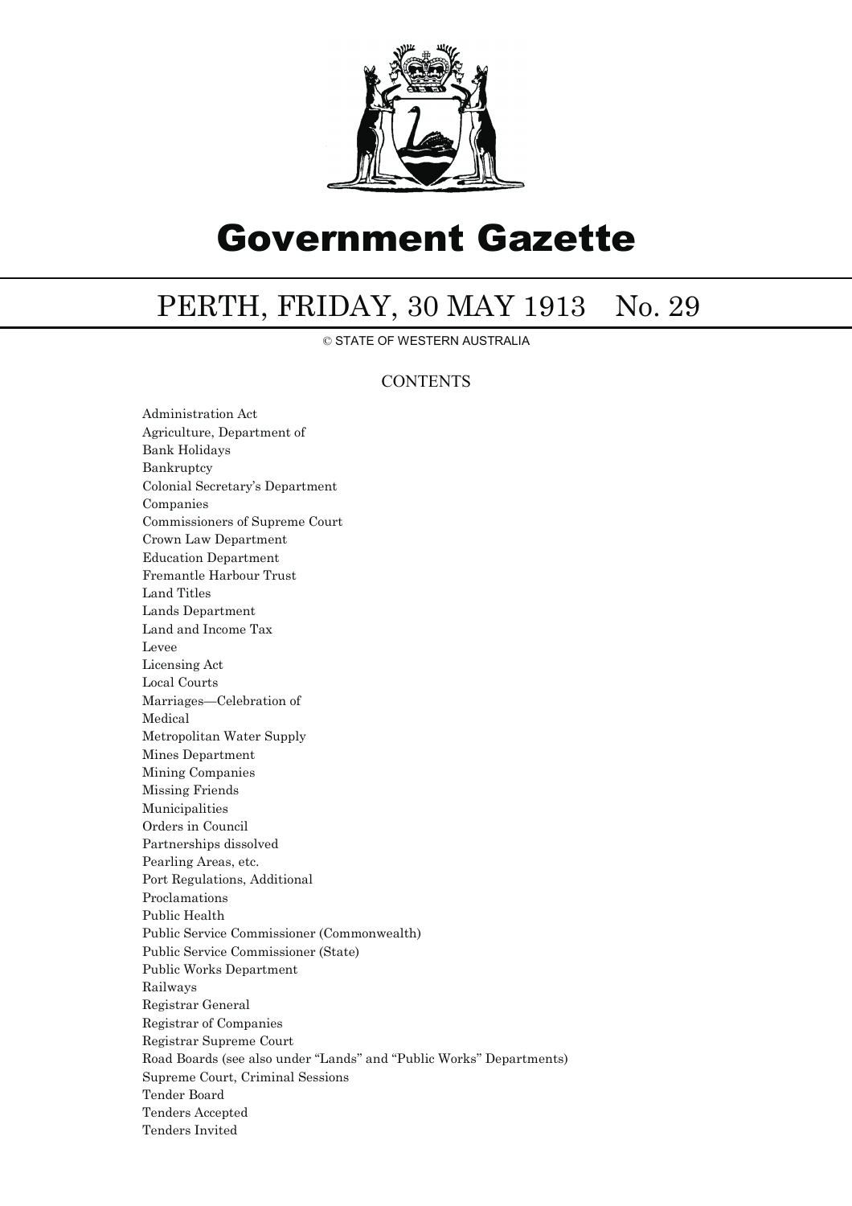# Government Gazette

## PERTH, FRIDAY, 30 MAY 1913 No. 29

© STATE OF WESTERN AUSTRALIA

### CONTENTS

Administration Act
Agriculture, Department of
Bank Holidays
Bankruptcy
Colonial Secretary's Department
Companies
Commissioners of Supreme Court
Crown Law Department
Education Department
Fremantle Harbour Trust
Land Titles
Lands Department
Land and Income Tax
Levee
Licensing Act
Local Courts
Marriages—Celebration of
Medical
Metropolitan Water Supply
Mines Department
Mining Companies
Missing Friends
Municipalities
Orders in Council
Partnerships dissolved
Pearling Areas, etc.
Port Regulations, Additional
Proclamations
Public Health
Public Service Commissioner (Commonwealth)
Public Service Commissioner (State)
Public Works Department
Railways
Registrar General
Registrar of Companies
Registrar Supreme Court
Road Boards (see also under "Lands" and "Public Works" Departments)
Supreme Court, Criminal Sessions
Tender Board
Tenders Accepted
Tenders Invited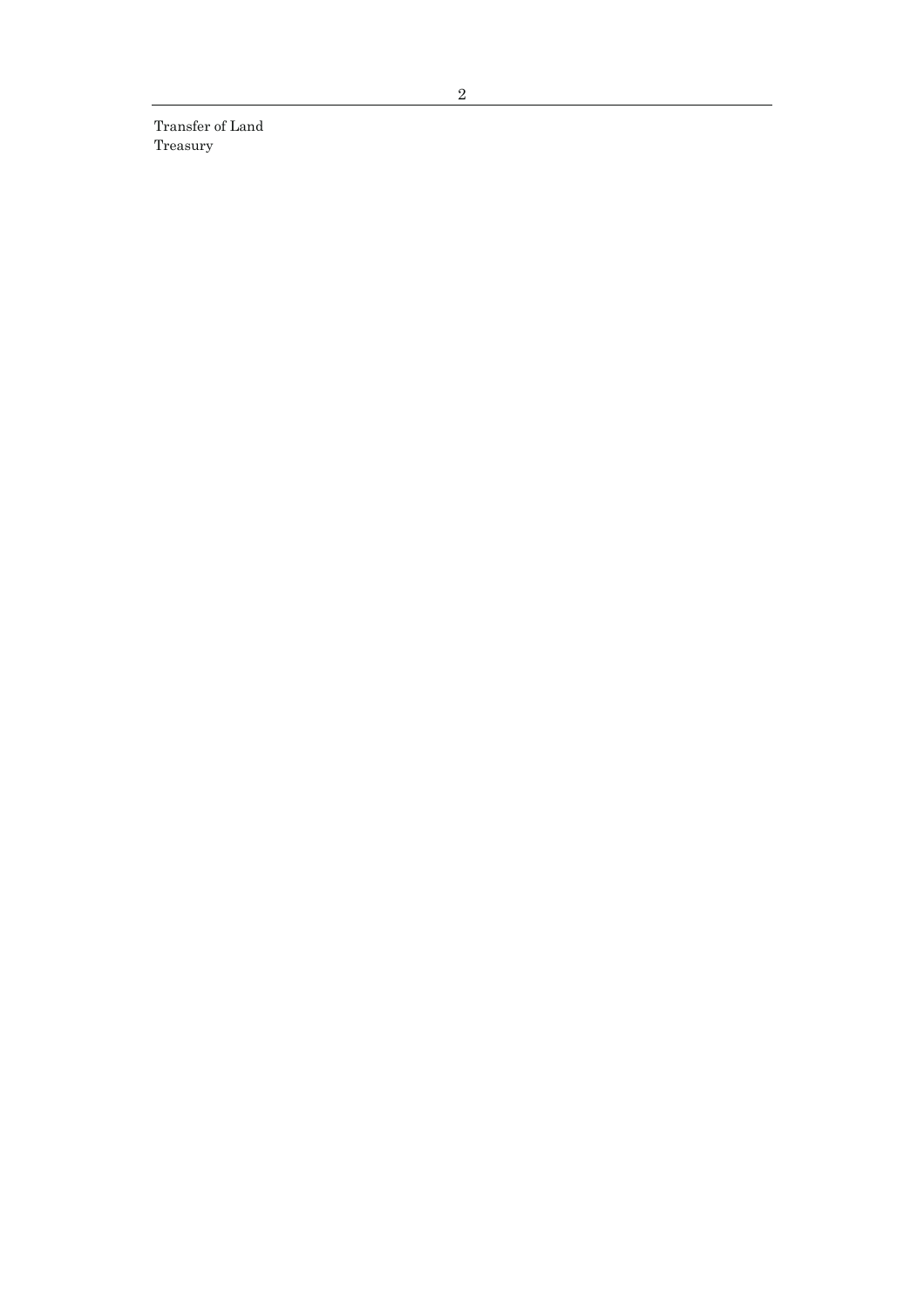Transfer of Land
Treasury